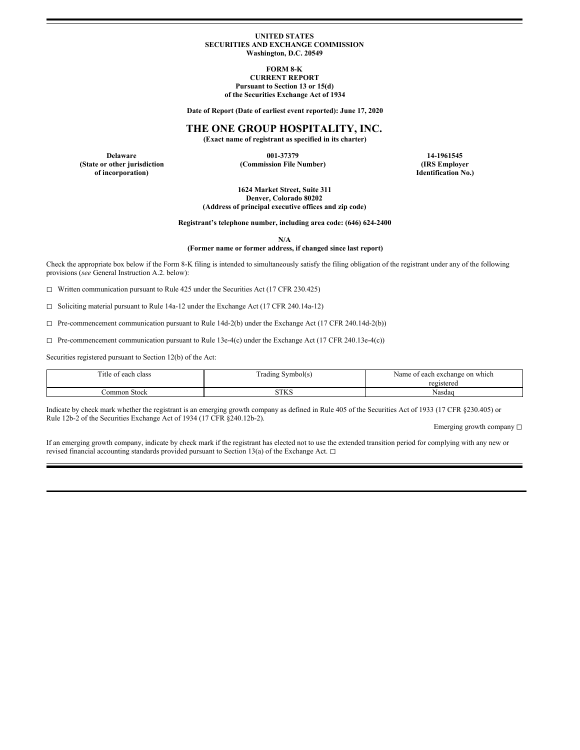**UNITED STATES**
**SECURITIES AND EXCHANGE COMMISSION**
**Washington, D.C. 20549**

**FORM 8-K**
**CURRENT REPORT**
**Pursuant to Section 13 or 15(d)**
**of the Securities Exchange Act of 1934**

**Date of Report (Date of earliest event reported): June 17, 2020**

# THE ONE GROUP HOSPITALITY, INC.

**(Exact name of registrant as specified in its charter)**

| **Delaware** | **001-37379** | **14-1961545** |
|---|---|---|
| **(State or other jurisdiction of incorporation)** | **(Commission File Number)** | **(IRS Employer Identification No.)** |

**1624 Market Street, Suite 311**
**Denver, Colorado 80202**
**(Address of principal executive offices and zip code)**

**Registrant's telephone number, including area code: (646) 624-2400**

**N/A**
**(Former name or former address, if changed since last report)**

Check the appropriate box below if the Form 8-K filing is intended to simultaneously satisfy the filing obligation of the registrant under any of the following provisions (*see* General Instruction A.2. below):

☐ Written communication pursuant to Rule 425 under the Securities Act (17 CFR 230.425)

☐ Soliciting material pursuant to Rule 14a-12 under the Exchange Act (17 CFR 240.14a-12)

☐ Pre-commencement communication pursuant to Rule 14d-2(b) under the Exchange Act (17 CFR 240.14d-2(b))

☐ Pre-commencement communication pursuant to Rule 13e-4(c) under the Exchange Act (17 CFR 240.13e-4(c))

Securities registered pursuant to Section 12(b) of the Act:

| Title of each class | Trading Symbol(s) | Name of each exchange on which registered |
|---|---|---|
| Common Stock | STKS | Nasdaq |

Indicate by check mark whether the registrant is an emerging growth company as defined in Rule 405 of the Securities Act of 1933 (17 CFR §230.405) or Rule 12b-2 of the Securities Exchange Act of 1934 (17 CFR §240.12b-2).

Emerging growth company ☐

If an emerging growth company, indicate by check mark if the registrant has elected not to use the extended transition period for complying with any new or revised financial accounting standards provided pursuant to Section 13(a) of the Exchange Act. ☐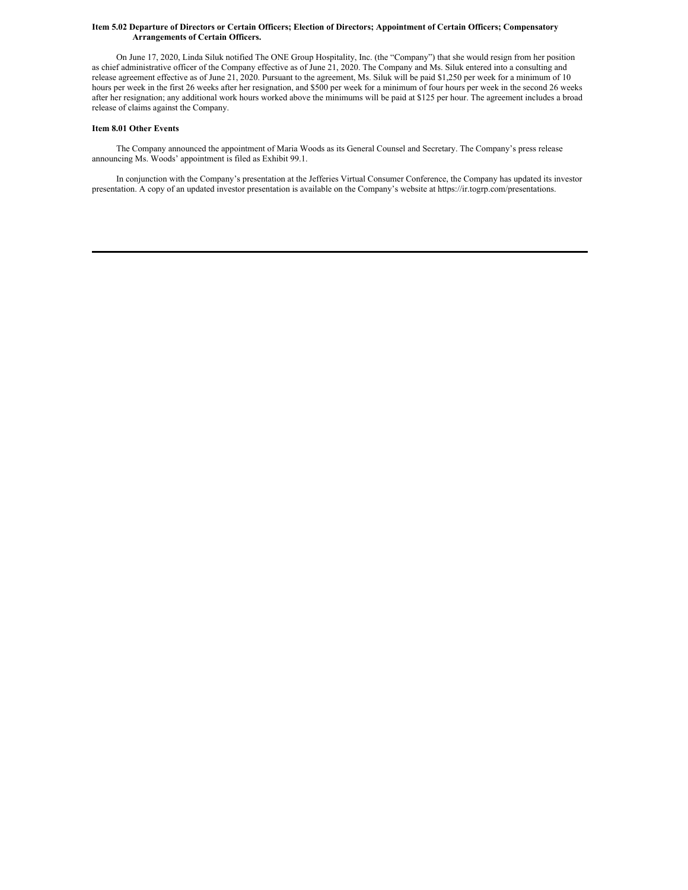**Item 5.02 Departure of Directors or Certain Officers; Election of Directors; Appointment of Certain Officers; Compensatory Arrangements of Certain Officers.**

On June 17, 2020, Linda Siluk notified The ONE Group Hospitality, Inc. (the "Company") that she would resign from her position as chief administrative officer of the Company effective as of June 21, 2020. The Company and Ms. Siluk entered into a consulting and release agreement effective as of June 21, 2020. Pursuant to the agreement, Ms. Siluk will be paid $1,250 per week for a minimum of 10 hours per week in the first 26 weeks after her resignation, and $500 per week for a minimum of four hours per week in the second 26 weeks after her resignation; any additional work hours worked above the minimums will be paid at $125 per hour. The agreement includes a broad release of claims against the Company.

**Item 8.01 Other Events**

The Company announced the appointment of Maria Woods as its General Counsel and Secretary. The Company's press release announcing Ms. Woods' appointment is filed as Exhibit 99.1.

In conjunction with the Company's presentation at the Jefferies Virtual Consumer Conference, the Company has updated its investor presentation. A copy of an updated investor presentation is available on the Company's website at https://ir.togrp.com/presentations.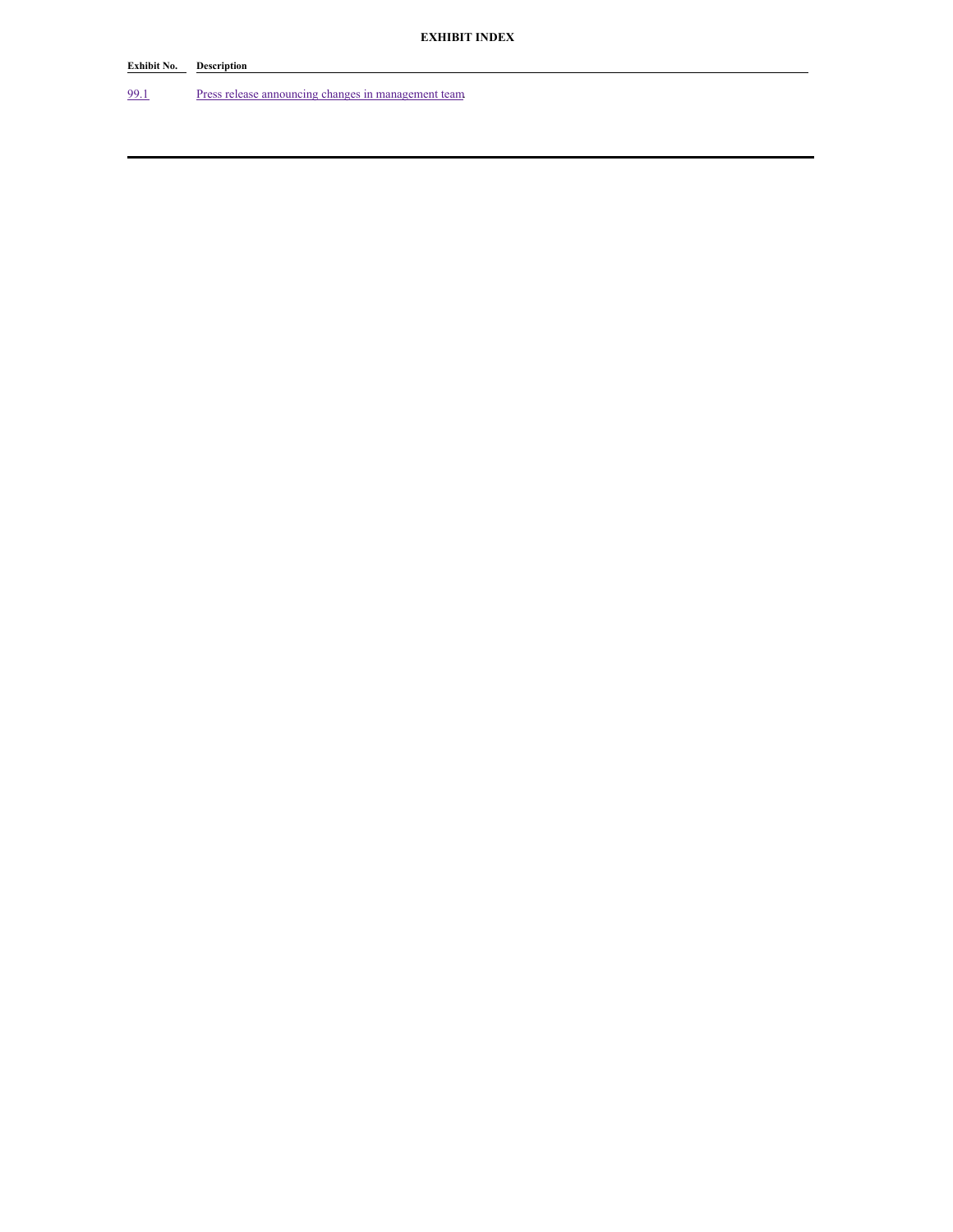**EXHIBIT INDEX**

| Exhibit No. | Description |
| --- | --- |
| 99.1 | Press release announcing changes in management team. |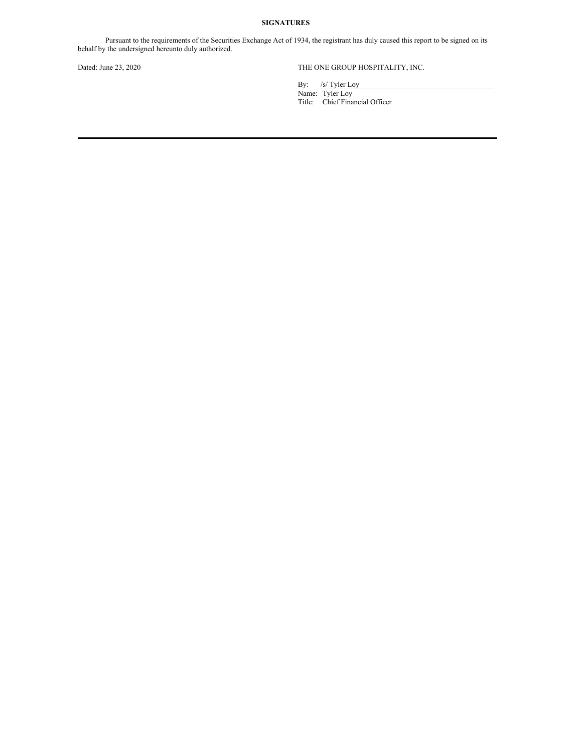**SIGNATURES**

Pursuant to the requirements of the Securities Exchange Act of 1934, the registrant has duly caused this report to be signed on its behalf by the undersigned hereunto duly authorized.

Dated: June 23, 2020

THE ONE GROUP HOSPITALITY, INC.

By: /s/ Tyler Loy
Name: Tyler Loy
Title: Chief Financial Officer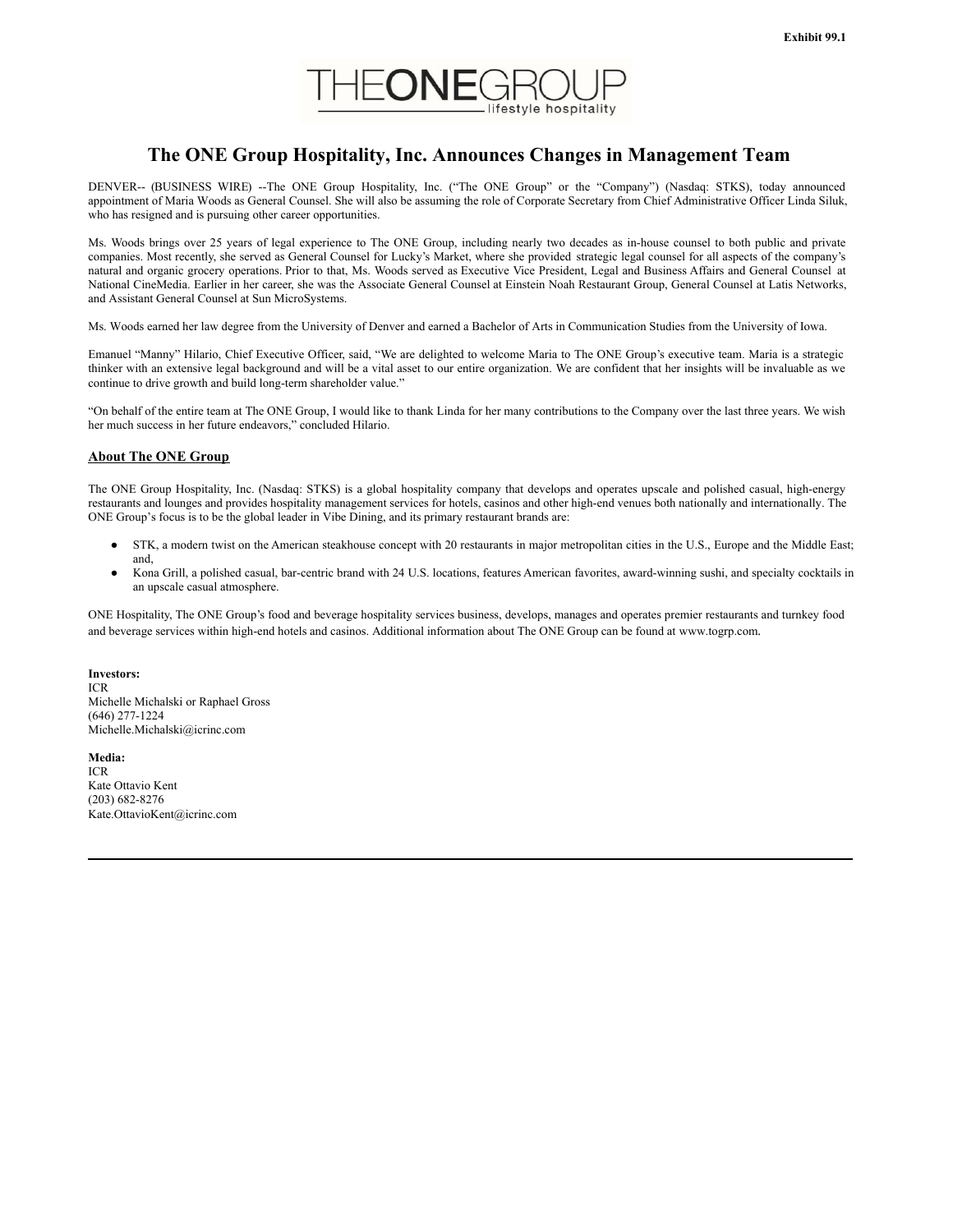Exhibit 99.1

# The ONE Group Hospitality, Inc. Announces Changes in Management Team

DENVER-- (BUSINESS WIRE) --The ONE Group Hospitality, Inc. ("The ONE Group" or the "Company") (Nasdaq: STKS), today announced appointment of Maria Woods as General Counsel. She will also be assuming the role of Corporate Secretary from Chief Administrative Officer Linda Siluk, who has resigned and is pursuing other career opportunities.

Ms. Woods brings over 25 years of legal experience to The ONE Group, including nearly two decades as in-house counsel to both public and private companies. Most recently, she served as General Counsel for Lucky's Market, where she provided strategic legal counsel for all aspects of the company's natural and organic grocery operations. Prior to that, Ms. Woods served as Executive Vice President, Legal and Business Affairs and General Counsel at National CineMedia. Earlier in her career, she was the Associate General Counsel at Einstein Noah Restaurant Group, General Counsel at Latis Networks, and Assistant General Counsel at Sun MicroSystems.

Ms. Woods earned her law degree from the University of Denver and earned a Bachelor of Arts in Communication Studies from the University of Iowa.

Emanuel "Manny" Hilario, Chief Executive Officer, said, "We are delighted to welcome Maria to The ONE Group's executive team. Maria is a strategic thinker with an extensive legal background and will be a vital asset to our entire organization. We are confident that her insights will be invaluable as we continue to drive growth and build long-term shareholder value."

"On behalf of the entire team at The ONE Group, I would like to thank Linda for her many contributions to the Company over the last three years. We wish her much success in her future endeavors," concluded Hilario.

## About The ONE Group

The ONE Group Hospitality, Inc. (Nasdaq: STKS) is a global hospitality company that develops and operates upscale and polished casual, high-energy restaurants and lounges and provides hospitality management services for hotels, casinos and other high-end venues both nationally and internationally. The ONE Group's focus is to be the global leader in Vibe Dining, and its primary restaurant brands are:

- STK, a modern twist on the American steakhouse concept with 20 restaurants in major metropolitan cities in the U.S., Europe and the Middle East; and,
- Kona Grill, a polished casual, bar-centric brand with 24 U.S. locations, features American favorites, award-winning sushi, and specialty cocktails in an upscale casual atmosphere.

ONE Hospitality, The ONE Group's food and beverage hospitality services business, develops, manages and operates premier restaurants and turnkey food and beverage services within high-end hotels and casinos. Additional information about The ONE Group can be found at www.togrp.com.

**Investors:**
ICR
Michelle Michalski or Raphael Gross
(646) 277-1224
Michelle.Michalski@icrinc.com

**Media:**
ICR
Kate Ottavio Kent
(203) 682-8276
Kate.OttavioKent@icrinc.com